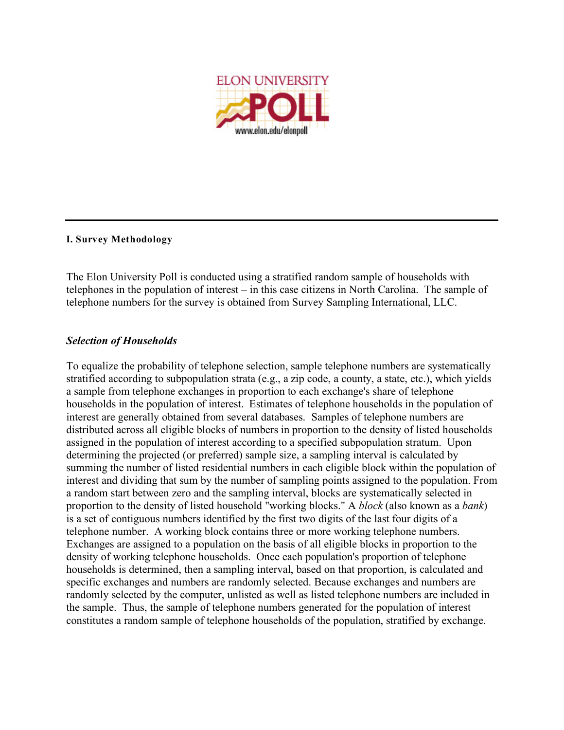## I. Survey Methodology

The Elon University Poll is conducted using a stratified random sample of households with telephones in the population of interest – in this case citizens in North Carolina. The sample of telephone numbers for the survey is obtained from Survey Sampling International, LLC.

### *Selection of Households*

To equalize the probability of telephone selection, sample telephone numbers are systematically stratified according to subpopulation strata (e.g., a zip code, a county, a state, etc.), which yields a sample from telephone exchanges in proportion to each exchange's share of telephone households in the population of interest. Estimates of telephone households in the population of interest are generally obtained from several databases. Samples of telephone numbers are distributed across all eligible blocks of numbers in proportion to the density of listed households assigned in the population of interest according to a specified subpopulation stratum. Upon determining the projected (or preferred) sample size, a sampling interval is calculated by summing the number of listed residential numbers in each eligible block within the population of interest and dividing that sum by the number of sampling points assigned to the population. From a random start between zero and the sampling interval, blocks are systematically selected in proportion to the density of listed household "working blocks." A *block* (also known as a *bank*) is a set of contiguous numbers identified by the first two digits of the last four digits of a telephone number. A working block contains three or more working telephone numbers. Exchanges are assigned to a population on the basis of all eligible blocks in proportion to the density of working telephone households. Once each population's proportion of telephone households is determined, then a sampling interval, based on that proportion, is calculated and specific exchanges and numbers are randomly selected. Because exchanges and numbers are randomly selected by the computer, unlisted as well as listed telephone numbers are included in the sample. Thus, the sample of telephone numbers generated for the population of interest constitutes a random sample of telephone households of the population, stratified by exchange.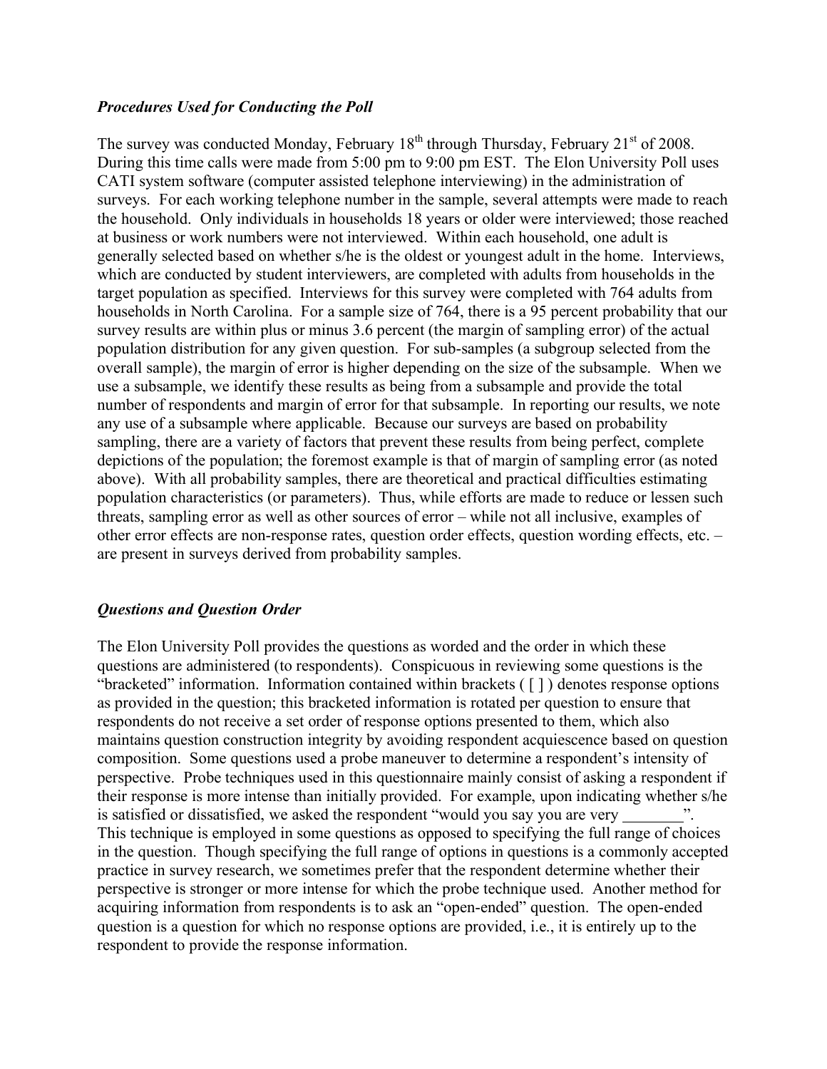### *Procedures Used for Conducting the Poll*

The survey was conducted Monday, February 18th through Thursday, February 21st of 2008. During this time calls were made from 5:00 pm to 9:00 pm EST. The Elon University Poll uses CATI system software (computer assisted telephone interviewing) in the administration of surveys. For each working telephone number in the sample, several attempts were made to reach the household. Only individuals in households 18 years or older were interviewed; those reached at business or work numbers were not interviewed. Within each household, one adult is generally selected based on whether s/he is the oldest or youngest adult in the home. Interviews, which are conducted by student interviewers, are completed with adults from households in the target population as specified. Interviews for this survey were completed with 764 adults from households in North Carolina. For a sample size of 764, there is a 95 percent probability that our survey results are within plus or minus 3.6 percent (the margin of sampling error) of the actual population distribution for any given question. For sub-samples (a subgroup selected from the overall sample), the margin of error is higher depending on the size of the subsample. When we use a subsample, we identify these results as being from a subsample and provide the total number of respondents and margin of error for that subsample. In reporting our results, we note any use of a subsample where applicable. Because our surveys are based on probability sampling, there are a variety of factors that prevent these results from being perfect, complete depictions of the population; the foremost example is that of margin of sampling error (as noted above). With all probability samples, there are theoretical and practical difficulties estimating population characteristics (or parameters). Thus, while efforts are made to reduce or lessen such threats, sampling error as well as other sources of error – while not all inclusive, examples of other error effects are non-response rates, question order effects, question wording effects, etc. – are present in surveys derived from probability samples.

### *Questions and Question Order*

The Elon University Poll provides the questions as worded and the order in which these questions are administered (to respondents). Conspicuous in reviewing some questions is the "bracketed" information. Information contained within brackets ( [ ] ) denotes response options as provided in the question; this bracketed information is rotated per question to ensure that respondents do not receive a set order of response options presented to them, which also maintains question construction integrity by avoiding respondent acquiescence based on question composition. Some questions used a probe maneuver to determine a respondent's intensity of perspective. Probe techniques used in this questionnaire mainly consist of asking a respondent if their response is more intense than initially provided. For example, upon indicating whether s/he is satisfied or dissatisfied, we asked the respondent "would you say you are very ________". This technique is employed in some questions as opposed to specifying the full range of choices in the question. Though specifying the full range of options in questions is a commonly accepted practice in survey research, we sometimes prefer that the respondent determine whether their perspective is stronger or more intense for which the probe technique used. Another method for acquiring information from respondents is to ask an "open-ended" question. The open-ended question is a question for which no response options are provided, i.e., it is entirely up to the respondent to provide the response information.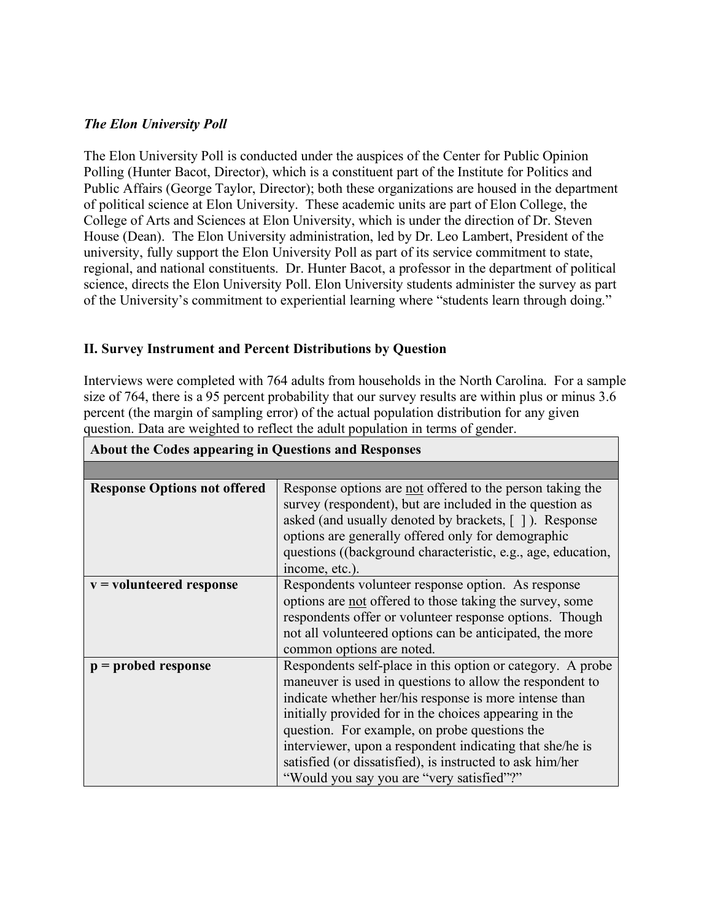***The Elon University Poll***

The Elon University Poll is conducted under the auspices of the Center for Public Opinion Polling (Hunter Bacot, Director), which is a constituent part of the Institute for Politics and Public Affairs (George Taylor, Director); both these organizations are housed in the department of political science at Elon University. These academic units are part of Elon College, the College of Arts and Sciences at Elon University, which is under the direction of Dr. Steven House (Dean). The Elon University administration, led by Dr. Leo Lambert, President of the university, fully support the Elon University Poll as part of its service commitment to state, regional, and national constituents. Dr. Hunter Bacot, a professor in the department of political science, directs the Elon University Poll. Elon University students administer the survey as part of the University's commitment to experiential learning where "students learn through doing."

## II. Survey Instrument and Percent Distributions by Question

Interviews were completed with 764 adults from households in the North Carolina. For a sample size of 764, there is a 95 percent probability that our survey results are within plus or minus 3.6 percent (the margin of sampling error) of the actual population distribution for any given question. Data are weighted to reflect the adult population in terms of gender.

| **About the Codes appearing in Questions and Responses** | |
|---|---|
| | |
| **Response Options not offered** | Response options are not offered to the person taking the survey (respondent), but are included in the question as asked (and usually denoted by brackets, [ ]). Response options are generally offered only for demographic questions ((background characteristic, e.g., age, education, income, etc.). |
| **v = volunteered response** | Respondents volunteer response option. As response options are not offered to those taking the survey, some respondents offer or volunteer response options. Though not all volunteered options can be anticipated, the more common options are noted. |
| **p = probed response** | Respondents self-place in this option or category. A probe maneuver is used in questions to allow the respondent to indicate whether her/his response is more intense than initially provided for in the choices appearing in the question. For example, on probe questions the interviewer, upon a respondent indicating that she/he is satisfied (or dissatisfied), is instructed to ask him/her "Would you say you are "very satisfied"?" |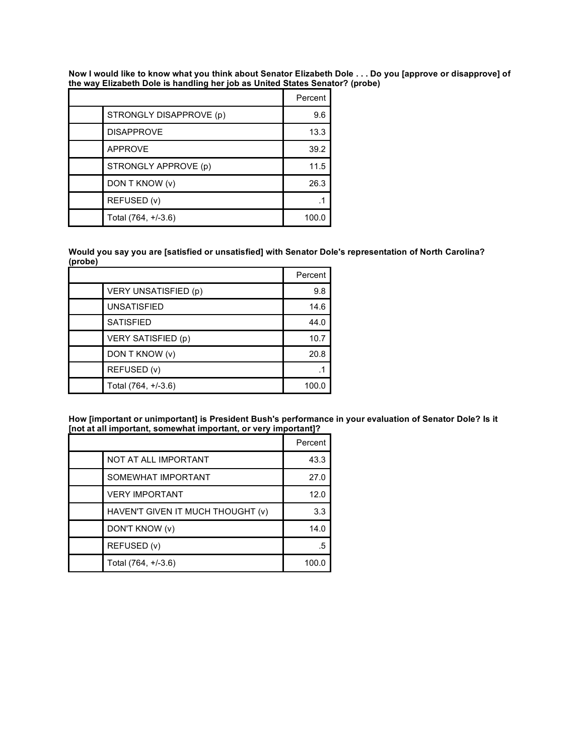**Now I would like to know what you think about Senator Elizabeth Dole . . . Do you [approve or disapprove] of the way Elizabeth Dole is handling her job as United States Senator? (probe)**

| | | Percent |
|---|---|---|
| | STRONGLY DISAPPROVE (p) | 9.6 |
| | DISAPPROVE | 13.3 |
| | APPROVE | 39.2 |
| | STRONGLY APPROVE (p) | 11.5 |
| | DON T KNOW (v) | 26.3 |
| | REFUSED (v) | .1 |
| | Total (764, +/-3.6) | 100.0 |

**Would you say you are [satisfied or unsatisfied] with Senator Dole's representation of North Carolina? (probe)**

| | | Percent |
|---|---|---|
| | VERY UNSATISFIED (p) | 9.8 |
| | UNSATISFIED | 14.6 |
| | SATISFIED | 44.0 |
| | VERY SATISFIED (p) | 10.7 |
| | DON T KNOW (v) | 20.8 |
| | REFUSED (v) | .1 |
| | Total (764, +/-3.6) | 100.0 |

**How [important or unimportant] is President Bush's performance in your evaluation of Senator Dole? Is it [not at all important, somewhat important, or very important]?**

| | | Percent |
|---|---|---|
| | NOT AT ALL IMPORTANT | 43.3 |
| | SOMEWHAT IMPORTANT | 27.0 |
| | VERY IMPORTANT | 12.0 |
| | HAVEN'T GIVEN IT MUCH THOUGHT (v) | 3.3 |
| | DON'T KNOW (v) | 14.0 |
| | REFUSED (v) | .5 |
| | Total (764, +/-3.6) | 100.0 |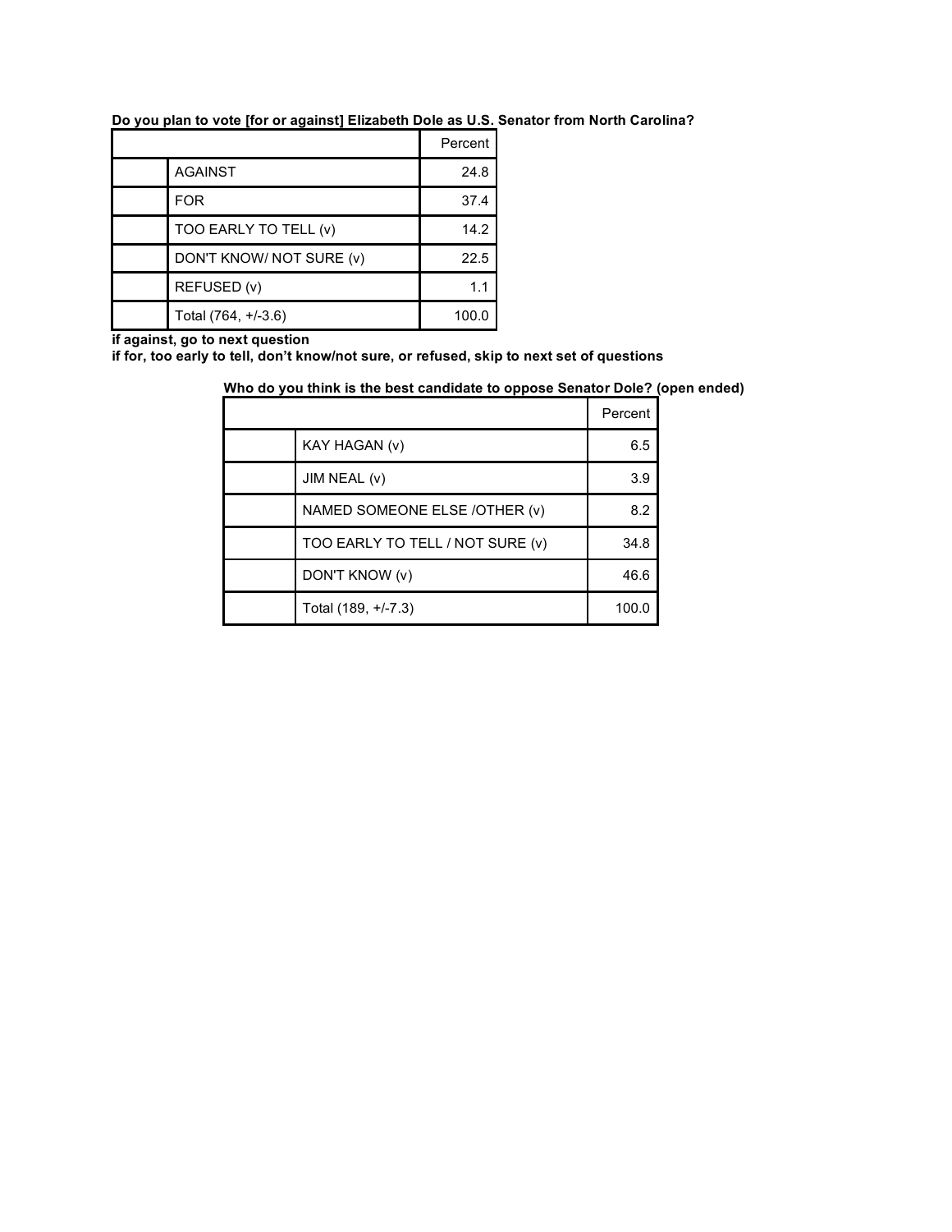**Do you plan to vote [for or against] Elizabeth Dole as U.S. Senator from North Carolina?**

| | | Percent |
|---|---|---|
| | AGAINST | 24.8 |
| | FOR | 37.4 |
| | TOO EARLY TO TELL (v) | 14.2 |
| | DON'T KNOW/ NOT SURE (v) | 22.5 |
| | REFUSED (v) | 1.1 |
| | Total (764, +/-3.6) | 100.0 |

**if against, go to next question**
**if for, too early to tell, don't know/not sure, or refused, skip to next set of questions**

**Who do you think is the best candidate to oppose Senator Dole? (open ended)**

| | | Percent |
|---|---|---|
| | KAY HAGAN (v) | 6.5 |
| | JIM NEAL (v) | 3.9 |
| | NAMED SOMEONE ELSE /OTHER (v) | 8.2 |
| | TOO EARLY TO TELL / NOT SURE (v) | 34.8 |
| | DON'T KNOW (v) | 46.6 |
| | Total (189, +/-7.3) | 100.0 |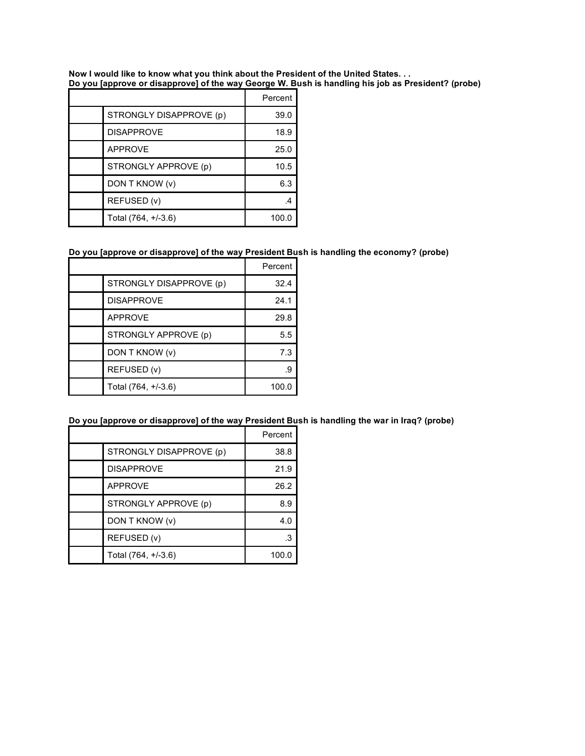**Now I would like to know what you think about the President of the United States. . .**
**Do you [approve or disapprove] of the way George W. Bush is handling his job as President? (probe)**

| | | Percent |
|---|---|---|
| | STRONGLY DISAPPROVE (p) | 39.0 |
| | DISAPPROVE | 18.9 |
| | APPROVE | 25.0 |
| | STRONGLY APPROVE (p) | 10.5 |
| | DON T KNOW (v) | 6.3 |
| | REFUSED (v) | .4 |
| | Total (764, +/-3.6) | 100.0 |

**Do you [approve or disapprove] of the way President Bush is handling the economy? (probe)**

| | | Percent |
|---|---|---|
| | STRONGLY DISAPPROVE (p) | 32.4 |
| | DISAPPROVE | 24.1 |
| | APPROVE | 29.8 |
| | STRONGLY APPROVE (p) | 5.5 |
| | DON T KNOW (v) | 7.3 |
| | REFUSED (v) | .9 |
| | Total (764, +/-3.6) | 100.0 |

**Do you [approve or disapprove] of the way President Bush is handling the war in Iraq? (probe)**

| | | Percent |
|---|---|---|
| | STRONGLY DISAPPROVE (p) | 38.8 |
| | DISAPPROVE | 21.9 |
| | APPROVE | 26.2 |
| | STRONGLY APPROVE (p) | 8.9 |
| | DON T KNOW (v) | 4.0 |
| | REFUSED (v) | .3 |
| | Total (764, +/-3.6) | 100.0 |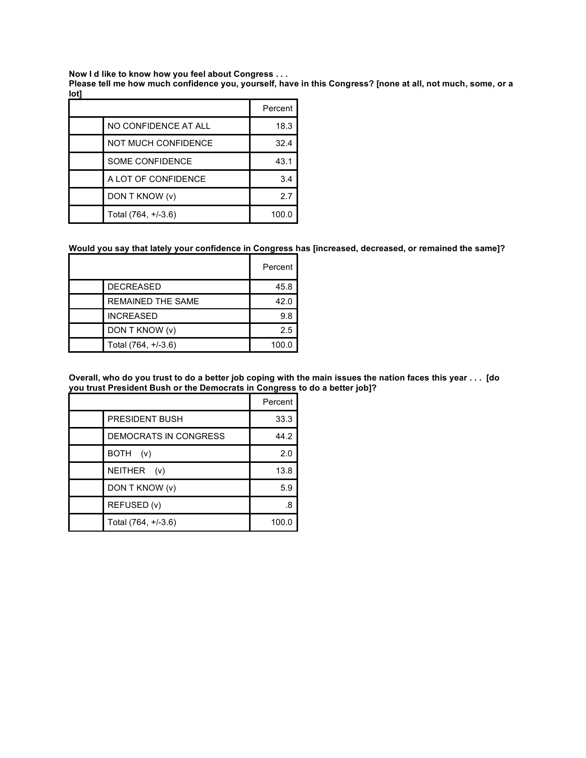**Now I d like to know how you feel about Congress . . .**
**Please tell me how much confidence you, yourself, have in this Congress? [none at all, not much, some, or a lot]**

| | | Percent |
|---|---|---|
| | NO CONFIDENCE AT ALL | 18.3 |
| | NOT MUCH CONFIDENCE | 32.4 |
| | SOME CONFIDENCE | 43.1 |
| | A LOT OF CONFIDENCE | 3.4 |
| | DON T KNOW (v) | 2.7 |
| | Total (764, +/-3.6) | 100.0 |

**Would you say that lately your confidence in Congress has [increased, decreased, or remained the same]?**

| | | Percent |
|---|---|---|
| | DECREASED | 45.8 |
| | REMAINED THE SAME | 42.0 |
| | INCREASED | 9.8 |
| | DON T KNOW (v) | 2.5 |
| | Total (764, +/-3.6) | 100.0 |

**Overall, who do you trust to do a better job coping with the main issues the nation faces this year . . . [do you trust President Bush or the Democrats in Congress to do a better job]?**

| | | Percent |
|---|---|---|
| | PRESIDENT BUSH | 33.3 |
| | DEMOCRATS IN CONGRESS | 44.2 |
| | BOTH (v) | 2.0 |
| | NEITHER (v) | 13.8 |
| | DON T KNOW (v) | 5.9 |
| | REFUSED (v) | .8 |
| | Total (764, +/-3.6) | 100.0 |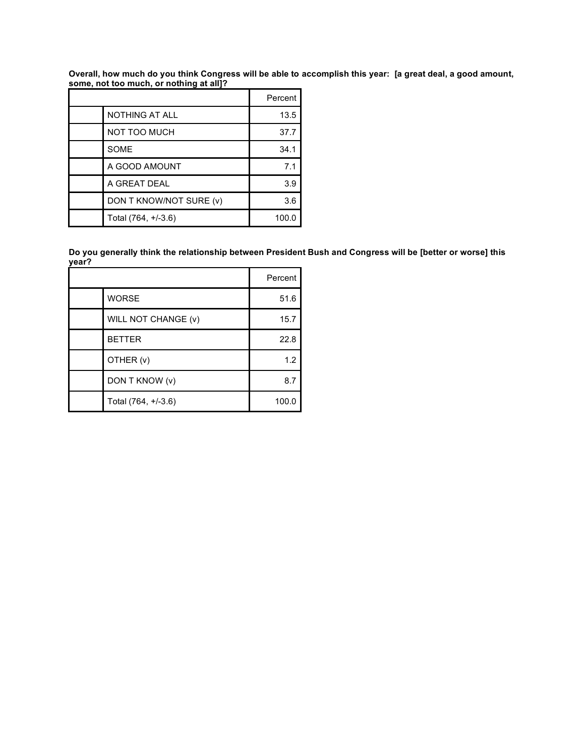**Overall, how much do you think Congress will be able to accomplish this year: [a great deal, a good amount, some, not too much, or nothing at all]?**

| | | Percent |
|---|---|---|
| | NOTHING AT ALL | 13.5 |
| | NOT TOO MUCH | 37.7 |
| | SOME | 34.1 |
| | A GOOD AMOUNT | 7.1 |
| | A GREAT DEAL | 3.9 |
| | DON T KNOW/NOT SURE (v) | 3.6 |
| | Total (764, +/-3.6) | 100.0 |

**Do you generally think the relationship between President Bush and Congress will be [better or worse] this year?**

| | | Percent |
|---|---|---|
| | WORSE | 51.6 |
| | WILL NOT CHANGE (v) | 15.7 |
| | BETTER | 22.8 |
| | OTHER (v) | 1.2 |
| | DON T KNOW (v) | 8.7 |
| | Total (764, +/-3.6) | 100.0 |